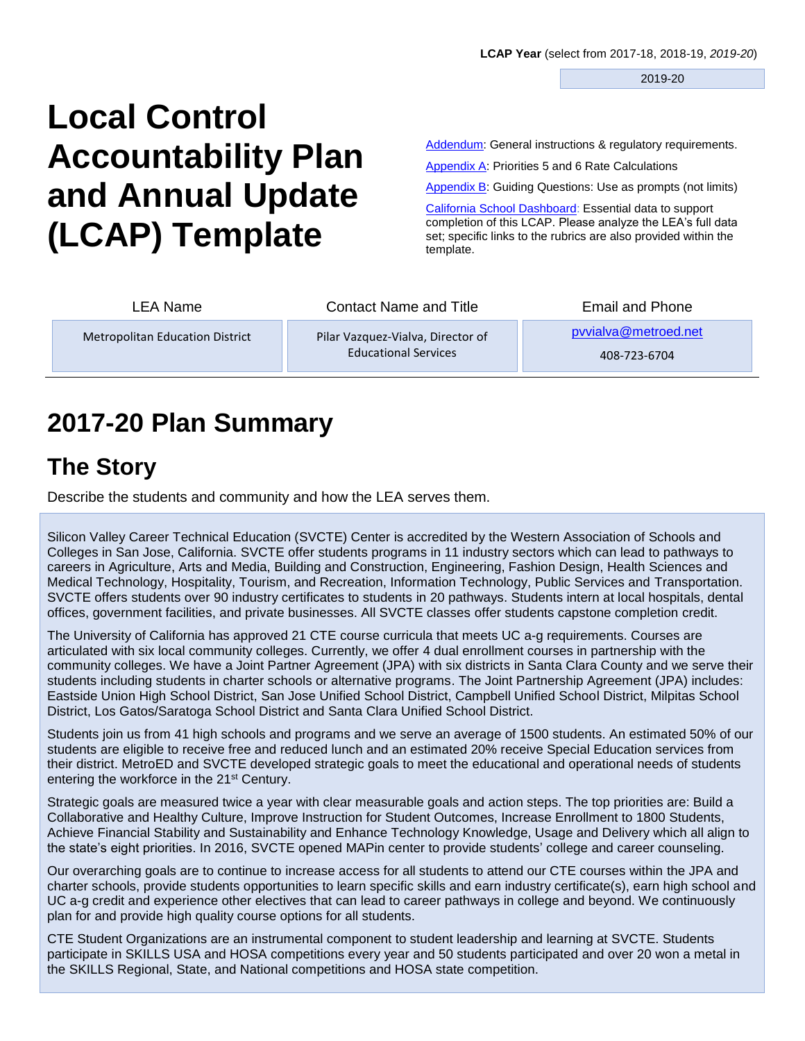**LCAP Year** (select from 2017-18, 2018-19, *2019-20*)

2019-20

# Local Control Accountability Plan and Annual Update (LCAP) Template

Addendum: General instructions & regulatory requirements.

Appendix A: Priorities 5 and 6 Rate Calculations

Appendix B: Guiding Questions: Use as prompts (not limits)

California School Dashboard: Essential data to support completion of this LCAP. Please analyze the LEA's full data set; specific links to the rubrics are also provided within the template.

| LEA Name | Contact Name and Title | Email and Phone |
|---|---|---|
| Metropolitan Education District | Pilar Vazquez-Vialva, Director of Educational Services | pvvialva@metroed.net 408-723-6704 |

# 2017-20 Plan Summary

## The Story

Describe the students and community and how the LEA serves them.

Silicon Valley Career Technical Education (SVCTE) Center is accredited by the Western Association of Schools and Colleges in San Jose, California. SVCTE offer students programs in 11 industry sectors which can lead to pathways to careers in Agriculture, Arts and Media, Building and Construction, Engineering, Fashion Design, Health Sciences and Medical Technology, Hospitality, Tourism, and Recreation, Information Technology, Public Services and Transportation. SVCTE offers students over 90 industry certificates to students in 20 pathways. Students intern at local hospitals, dental offices, government facilities, and private businesses. All SVCTE classes offer students capstone completion credit.

The University of California has approved 21 CTE course curricula that meets UC a-g requirements. Courses are articulated with six local community colleges. Currently, we offer 4 dual enrollment courses in partnership with the community colleges. We have a Joint Partner Agreement (JPA) with six districts in Santa Clara County and we serve their students including students in charter schools or alternative programs. The Joint Partnership Agreement (JPA) includes: Eastside Union High School District, San Jose Unified School District, Campbell Unified School District, Milpitas School District, Los Gatos/Saratoga School District and Santa Clara Unified School District.

Students join us from 41 high schools and programs and we serve an average of 1500 students. An estimated 50% of our students are eligible to receive free and reduced lunch and an estimated 20% receive Special Education services from their district. MetroED and SVCTE developed strategic goals to meet the educational and operational needs of students entering the workforce in the 21st Century.

Strategic goals are measured twice a year with clear measurable goals and action steps. The top priorities are: Build a Collaborative and Healthy Culture, Improve Instruction for Student Outcomes, Increase Enrollment to 1800 Students, Achieve Financial Stability and Sustainability and Enhance Technology Knowledge, Usage and Delivery which all align to the state's eight priorities. In 2016, SVCTE opened MAPin center to provide students' college and career counseling.

Our overarching goals are to continue to increase access for all students to attend our CTE courses within the JPA and charter schools, provide students opportunities to learn specific skills and earn industry certificate(s), earn high school and UC a-g credit and experience other electives that can lead to career pathways in college and beyond. We continuously plan for and provide high quality course options for all students.

CTE Student Organizations are an instrumental component to student leadership and learning at SVCTE. Students participate in SKILLS USA and HOSA competitions every year and 50 students participated and over 20 won a metal in the SKILLS Regional, State, and National competitions and HOSA state competition.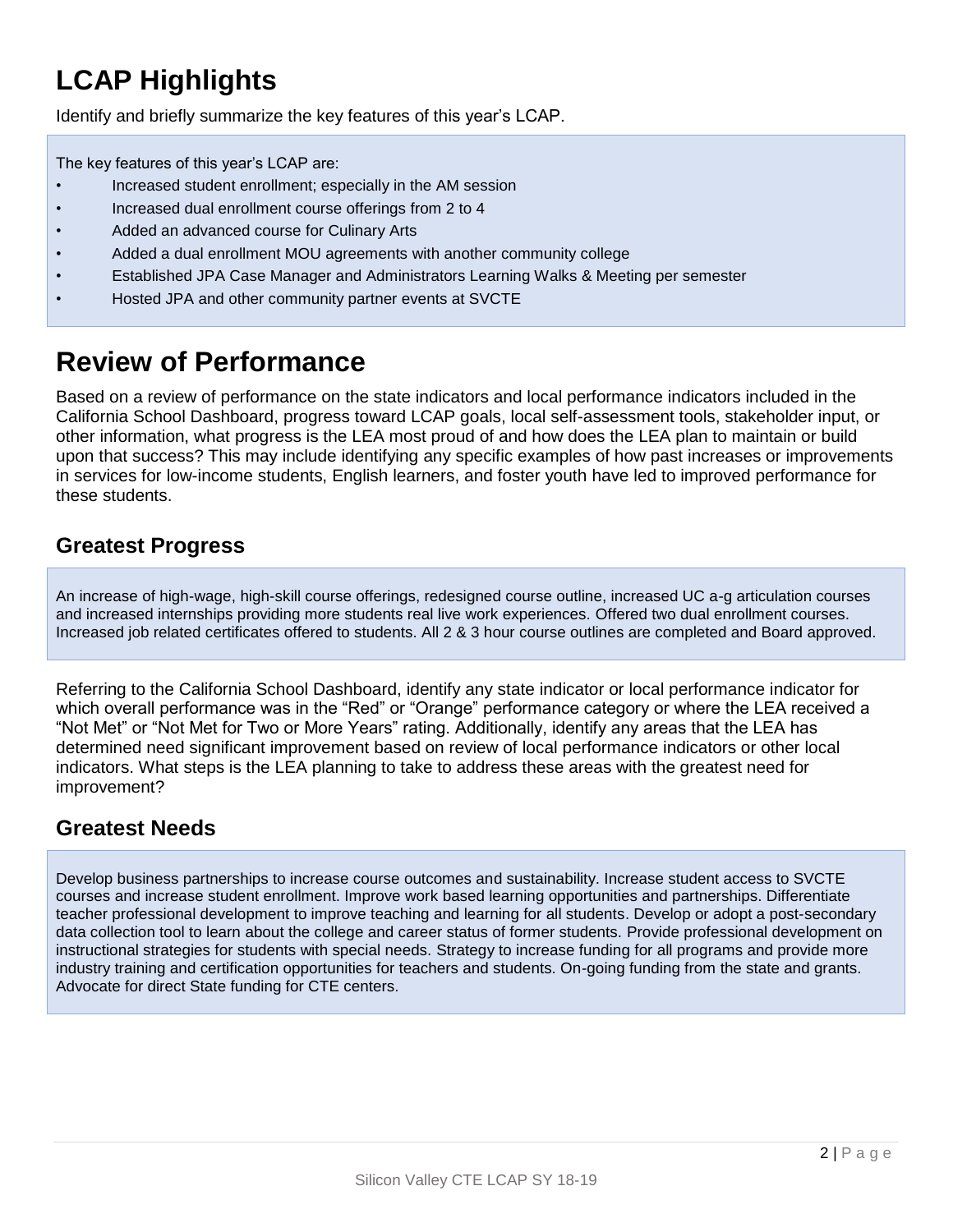# LCAP Highlights

Identify and briefly summarize the key features of this year's LCAP.

The key features of this year's LCAP are:

- Increased student enrollment; especially in the AM session
- Increased dual enrollment course offerings from 2 to 4
- Added an advanced course for Culinary Arts
- Added a dual enrollment MOU agreements with another community college
- Established JPA Case Manager and Administrators Learning Walks & Meeting per semester
- Hosted JPA and other community partner events at SVCTE

# Review of Performance

Based on a review of performance on the state indicators and local performance indicators included in the California School Dashboard, progress toward LCAP goals, local self-assessment tools, stakeholder input, or other information, what progress is the LEA most proud of and how does the LEA plan to maintain or build upon that success? This may include identifying any specific examples of how past increases or improvements in services for low-income students, English learners, and foster youth have led to improved performance for these students.

## Greatest Progress

An increase of high-wage, high-skill course offerings, redesigned course outline, increased UC a-g articulation courses and increased internships providing more students real live work experiences. Offered two dual enrollment courses. Increased job related certificates offered to students. All 2 & 3 hour course outlines are completed and Board approved.

Referring to the California School Dashboard, identify any state indicator or local performance indicator for which overall performance was in the "Red" or "Orange" performance category or where the LEA received a "Not Met" or "Not Met for Two or More Years" rating. Additionally, identify any areas that the LEA has determined need significant improvement based on review of local performance indicators or other local indicators. What steps is the LEA planning to take to address these areas with the greatest need for improvement?

## Greatest Needs

Develop business partnerships to increase course outcomes and sustainability. Increase student access to SVCTE courses and increase student enrollment. Improve work based learning opportunities and partnerships. Differentiate teacher professional development to improve teaching and learning for all students. Develop or adopt a post-secondary data collection tool to learn about the college and career status of former students. Provide professional development on instructional strategies for students with special needs. Strategy to increase funding for all programs and provide more industry training and certification opportunities for teachers and students. On-going funding from the state and grants. Advocate for direct State funding for CTE centers.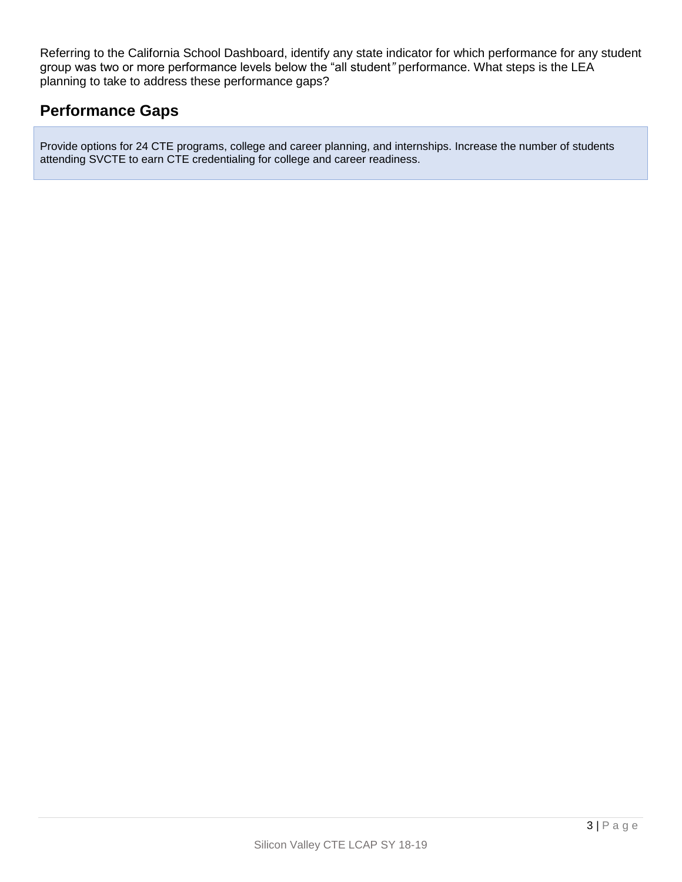Referring to the California School Dashboard, identify any state indicator for which performance for any student group was two or more performance levels below the "all student" performance. What steps is the LEA planning to take to address these performance gaps?

## Performance Gaps

Provide options for 24 CTE programs, college and career planning, and internships. Increase the number of students attending SVCTE to earn CTE credentialing for college and career readiness.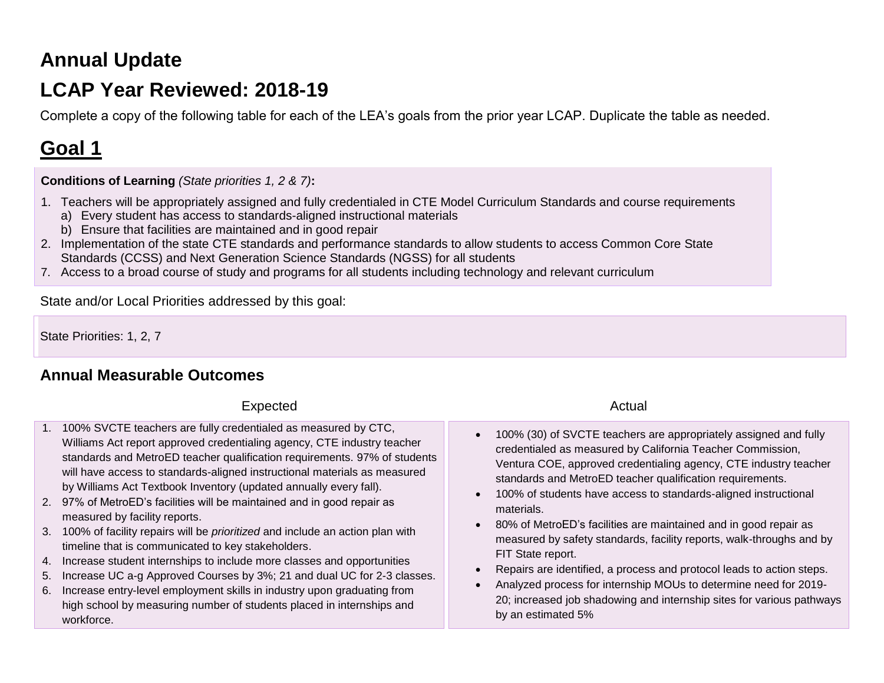# Annual Update

# LCAP Year Reviewed: 2018-19

Complete a copy of the following table for each of the LEA's goals from the prior year LCAP. Duplicate the table as needed.

## Goal 1

**Conditions of Learning** *(State priorities 1, 2 & 7)***:**

1. Teachers will be appropriately assigned and fully credentialed in CTE Model Curriculum Standards and course requirements
   a) Every student has access to standards-aligned instructional materials
   b) Ensure that facilities are maintained and in good repair
2. Implementation of the state CTE standards and performance standards to allow students to access Common Core State Standards (CCSS) and Next Generation Science Standards (NGSS) for all students
7. Access to a broad course of study and programs for all students including technology and relevant curriculum

State and/or Local Priorities addressed by this goal:

State Priorities: 1, 2, 7

### Annual Measurable Outcomes

| Expected | Actual |
|---|---|
| 1. 100% SVCTE teachers are fully credentialed as measured by CTC, Williams Act report approved credentialing agency, CTE industry teacher standards and MetroED teacher qualification requirements. 97% of students will have access to standards-aligned instructional materials as measured by Williams Act Textbook Inventory (updated annually every fall).<br>2. 97% of MetroED's facilities will be maintained and in good repair as measured by facility reports.<br>3. 100% of facility repairs will be *prioritized* and include an action plan with timeline that is communicated to key stakeholders.<br>4. Increase student internships to include more classes and opportunities<br>5. Increase UC a-g Approved Courses by 3%; 21 and dual UC for 2-3 classes.<br>6. Increase entry-level employment skills in industry upon graduating from high school by measuring number of students placed in internships and workforce. | • 100% (30) of SVCTE teachers are appropriately assigned and fully credentialed as measured by California Teacher Commission, Ventura COE, approved credentialing agency, CTE industry teacher standards and MetroED teacher qualification requirements.<br>• 100% of students have access to standards-aligned instructional materials.<br>• 80% of MetroED's facilities are maintained and in good repair as measured by safety standards, facility reports, walk-throughs and by FIT State report.<br>• Repairs are identified, a process and protocol leads to action steps.<br>• Analyzed process for internship MOUs to determine need for 2019-20; increased job shadowing and internship sites for various pathways by an estimated 5% |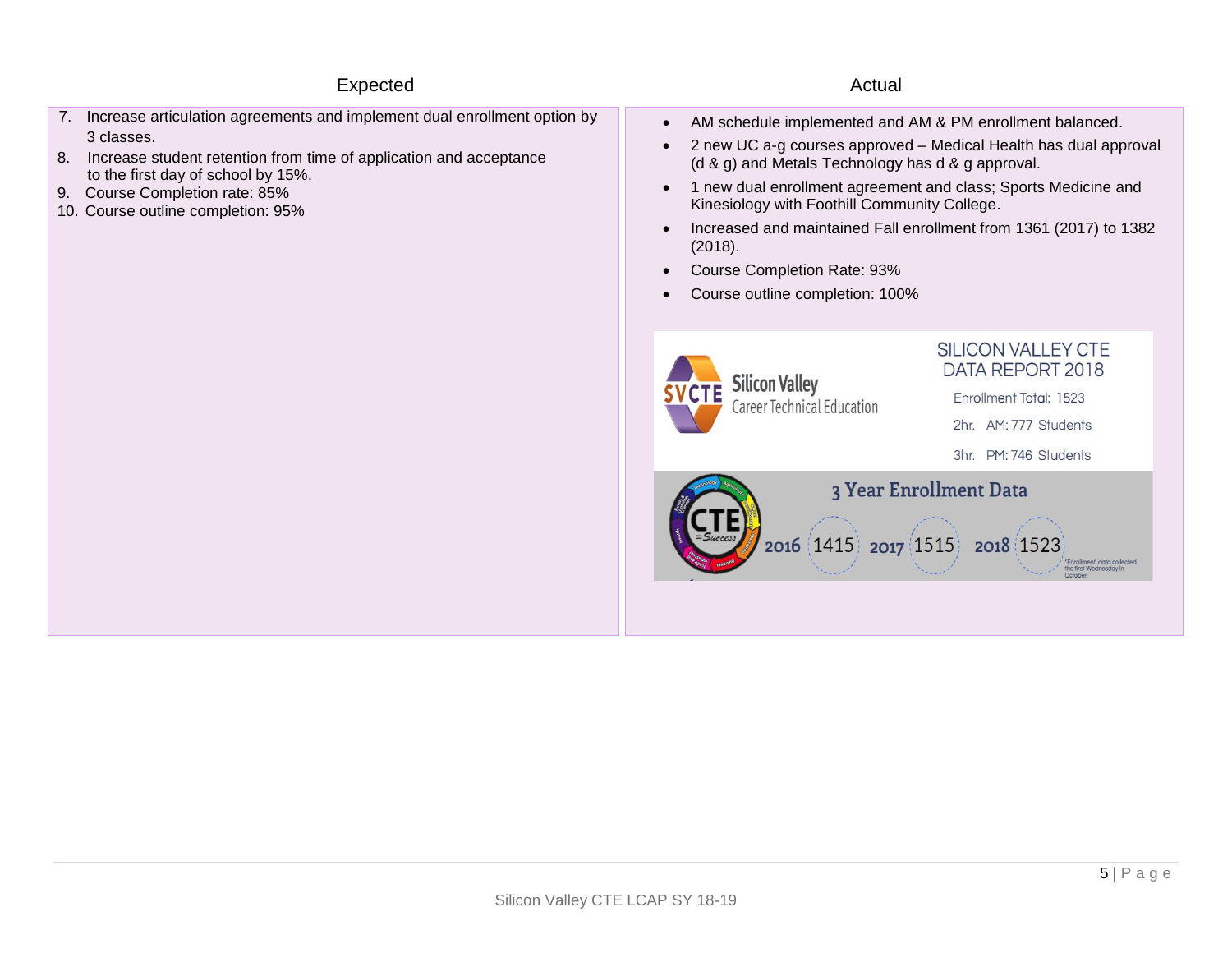| Expected | Actual |
| --- | --- |
| 7. Increase articulation agreements and implement dual enrollment option by 3 classes.<br>8. Increase student retention from time of application and acceptance to the first day of school by 15%.<br>9. Course Completion rate: 85%<br>10. Course outline completion: 95% | • AM schedule implemented and AM & PM enrollment balanced.<br>• 2 new UC a-g courses approved – Medical Health has dual approval (d & g) and Metals Technology has d & g approval.<br>• 1 new dual enrollment agreement and class; Sports Medicine and Kinesiology with Foothill Community College.<br>• Increased and maintained Fall enrollment from 1361 (2017) to 1382 (2018).<br>• Course Completion Rate: 93%<br>• Course outline completion: 100%<br><br>SVCTE Silicon Valley Career Technical Education<br>SILICON VALLEY CTE DATA REPORT 2018<br>Enrollment Total: 1523<br>2hr. AM: 777 Students<br>3hr. PM: 746 Students<br><br>3 Year Enrollment Data<br>2016 1415 2017 1515 2018 1523<br>*Enrollment data collected the first Wednesday in October |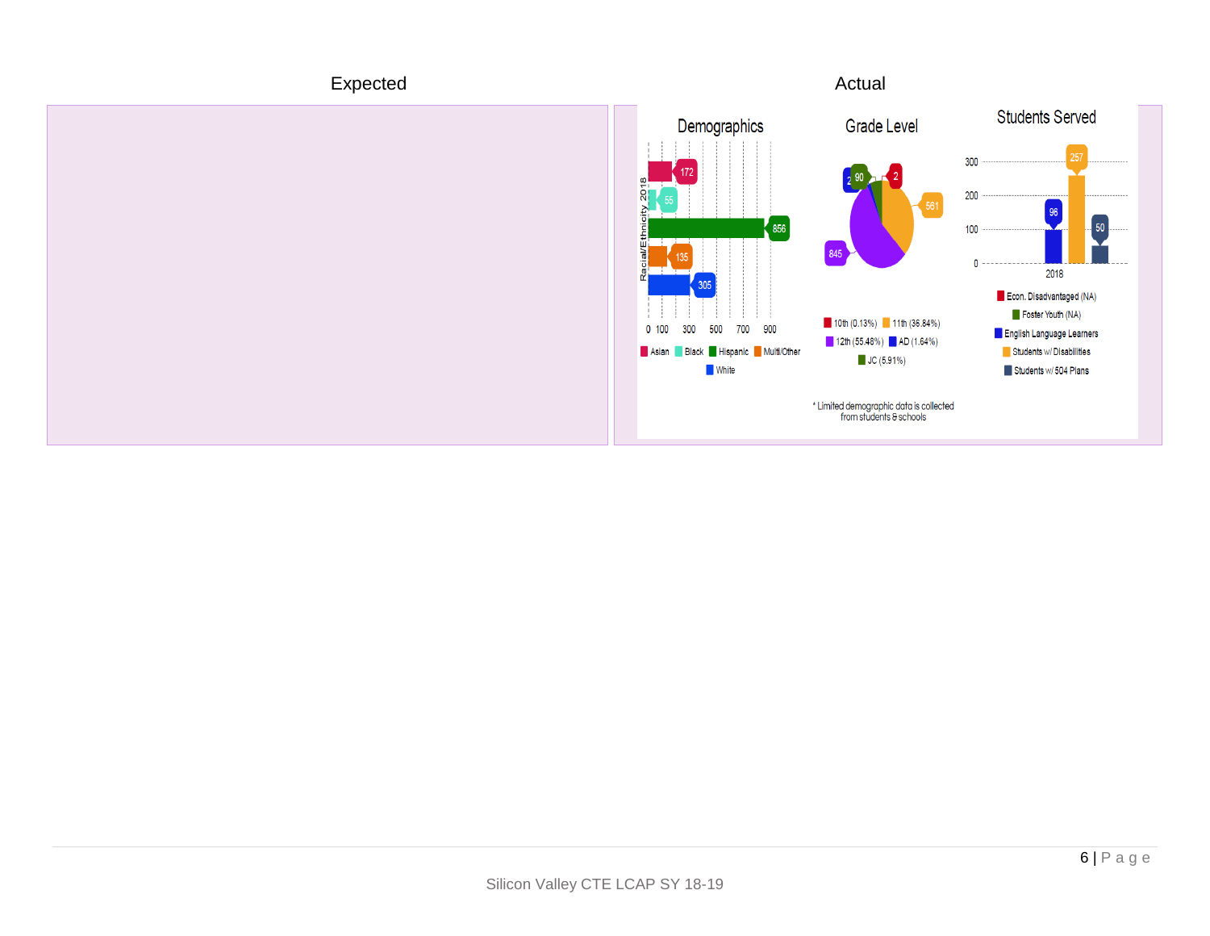| Expected | Actual |
| --- | --- |
| | **Demographics**<br>Racial/Ethnicity 2018<br>Asian 172; Black 55; Hispanic 856; Multi/Other 135; White 305<br><br>**Grade Level**<br>10th (0.13%) 2; 11th (36.84%) 561; 12th (55.48%) 845; AD (1.64%) 2; JC (5.91%) 90<br><br>**Students Served** (2018)<br>Econ. Disadvantaged (NA); Foster Youth (NA); English Language Learners 96; Students w/ Disabilities 257; Students w/ 504 Plans 50<br><br>* Limited demographic data is collected from students & schools |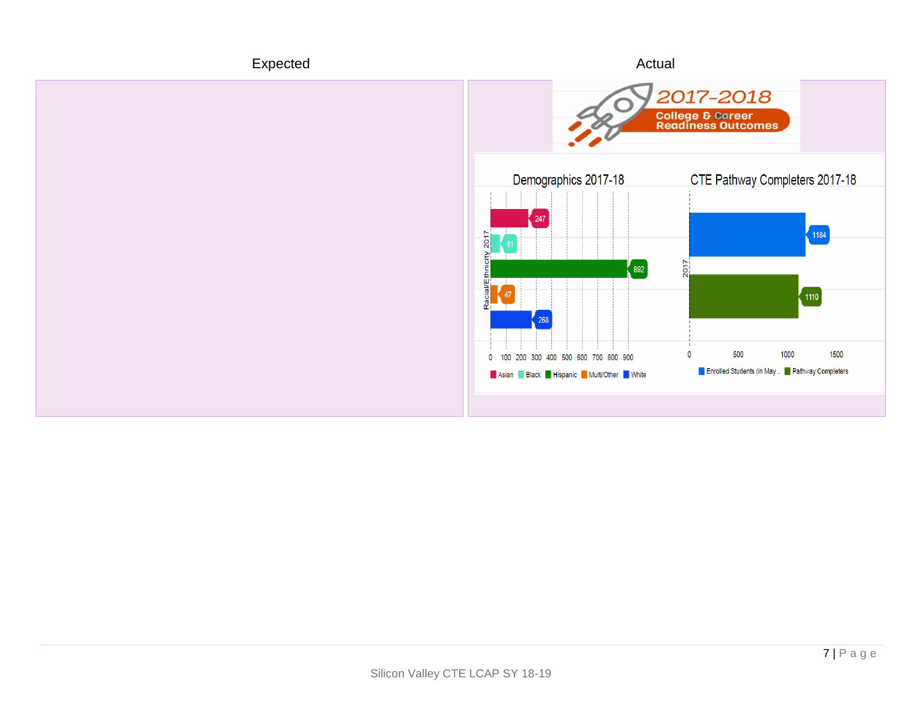| Expected | Actual |
| --- | --- |
| | 2017-2018 College & Career Readiness Outcomes<br><br>Demographics 2017-18<br>Racial/Ethnicity 2017: Asian 247; Black 61; Hispanic 892; Multi/Other 47; White 268<br><br>CTE Pathway Completers 2017-18<br>2017: Enrolled Students (in May..) 1184; Pathway Completers 1110 |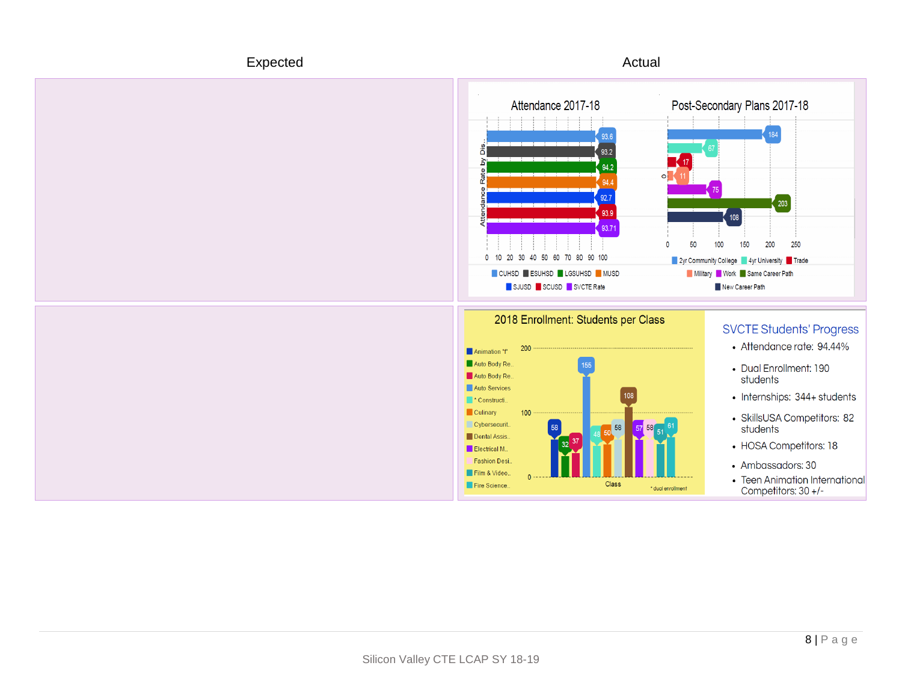| Expected | Actual |
|---|---|
| | Attendance 2017-18 / Post-Secondary Plans 2017-18 |
| | 2018 Enrollment: Students per Class<br><br>**SVCTE Students' Progress**<br>• Attendance rate: 94.44%<br>• Dual Enrollment: 190 students<br>• Internships: 344+ students<br>• SkillsUSA Competitors: 82 students<br>• HOSA Competitors: 18<br>• Ambassadors: 30<br>• Teen Animation International Competitors: 30 +/- |

Silicon Valley CTE LCAP SY 18-19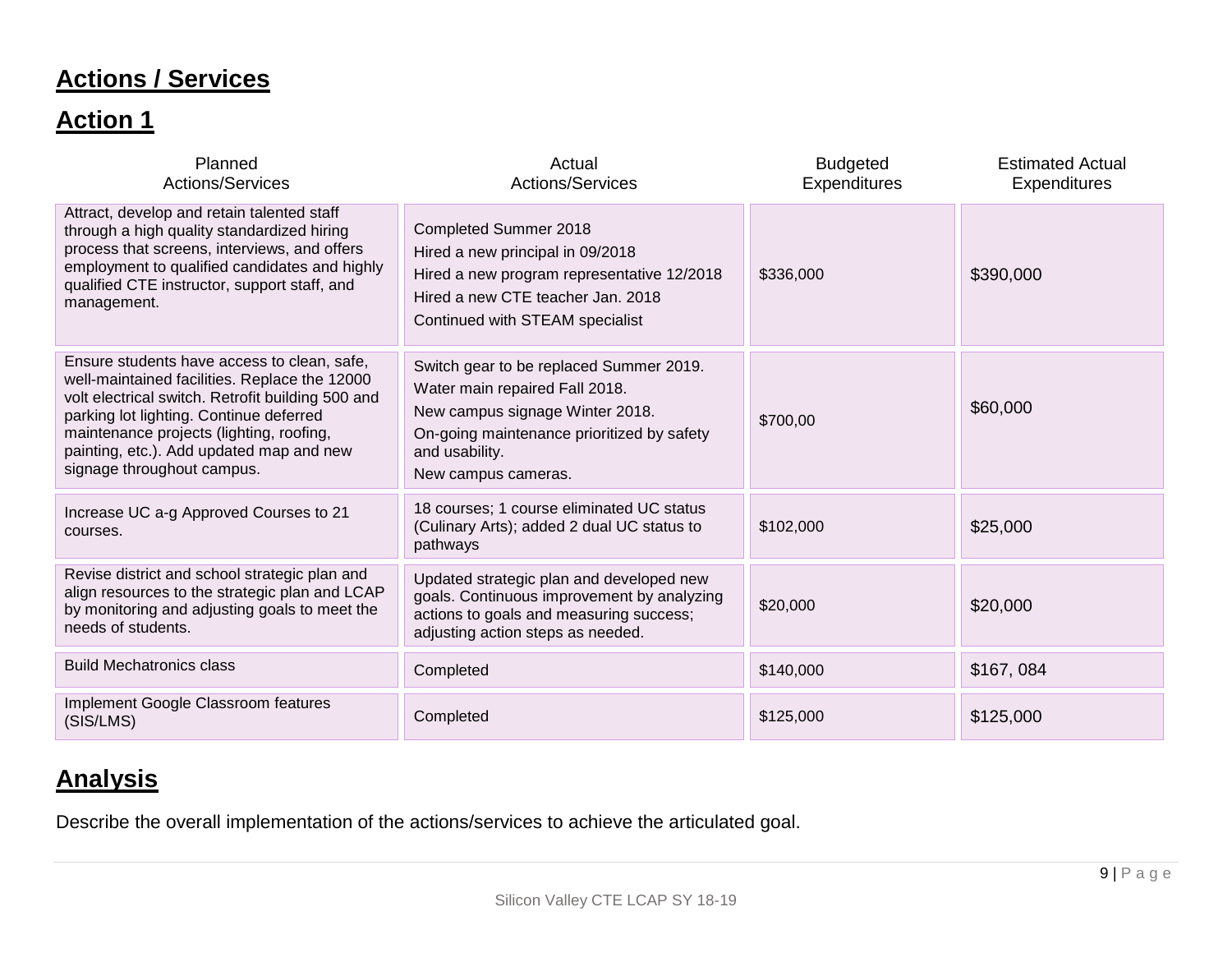## Actions / Services

## Action 1

| Planned Actions/Services | Actual Actions/Services | Budgeted Expenditures | Estimated Actual Expenditures |
|---|---|---|---|
| Attract, develop and retain talented staff through a high quality standardized hiring process that screens, interviews, and offers employment to qualified candidates and highly qualified CTE instructor, support staff, and management. | Completed Summer 2018<br>Hired a new principal in 09/2018<br>Hired a new program representative 12/2018<br>Hired a new CTE teacher Jan. 2018<br>Continued with STEAM specialist | $336,000 | $390,000 |
| Ensure students have access to clean, safe, well-maintained facilities. Replace the 12000 volt electrical switch. Retrofit building 500 and parking lot lighting. Continue deferred maintenance projects (lighting, roofing, painting, etc.). Add updated map and new signage throughout campus. | Switch gear to be replaced Summer 2019.<br>Water main repaired Fall 2018.<br>New campus signage Winter 2018.<br>On-going maintenance prioritized by safety and usability.<br>New campus cameras. | $700,00 | $60,000 |
| Increase UC a-g Approved Courses to 21 courses. | 18 courses; 1 course eliminated UC status (Culinary Arts); added 2 dual UC status to pathways | $102,000 | $25,000 |
| Revise district and school strategic plan and align resources to the strategic plan and LCAP by monitoring and adjusting goals to meet the needs of students. | Updated strategic plan and developed new goals. Continuous improvement by analyzing actions to goals and measuring success; adjusting action steps as needed. | $20,000 | $20,000 |
| Build Mechatronics class | Completed | $140,000 | $167, 084 |
| Implement Google Classroom features (SIS/LMS) | Completed | $125,000 | $125,000 |

## Analysis

Describe the overall implementation of the actions/services to achieve the articulated goal.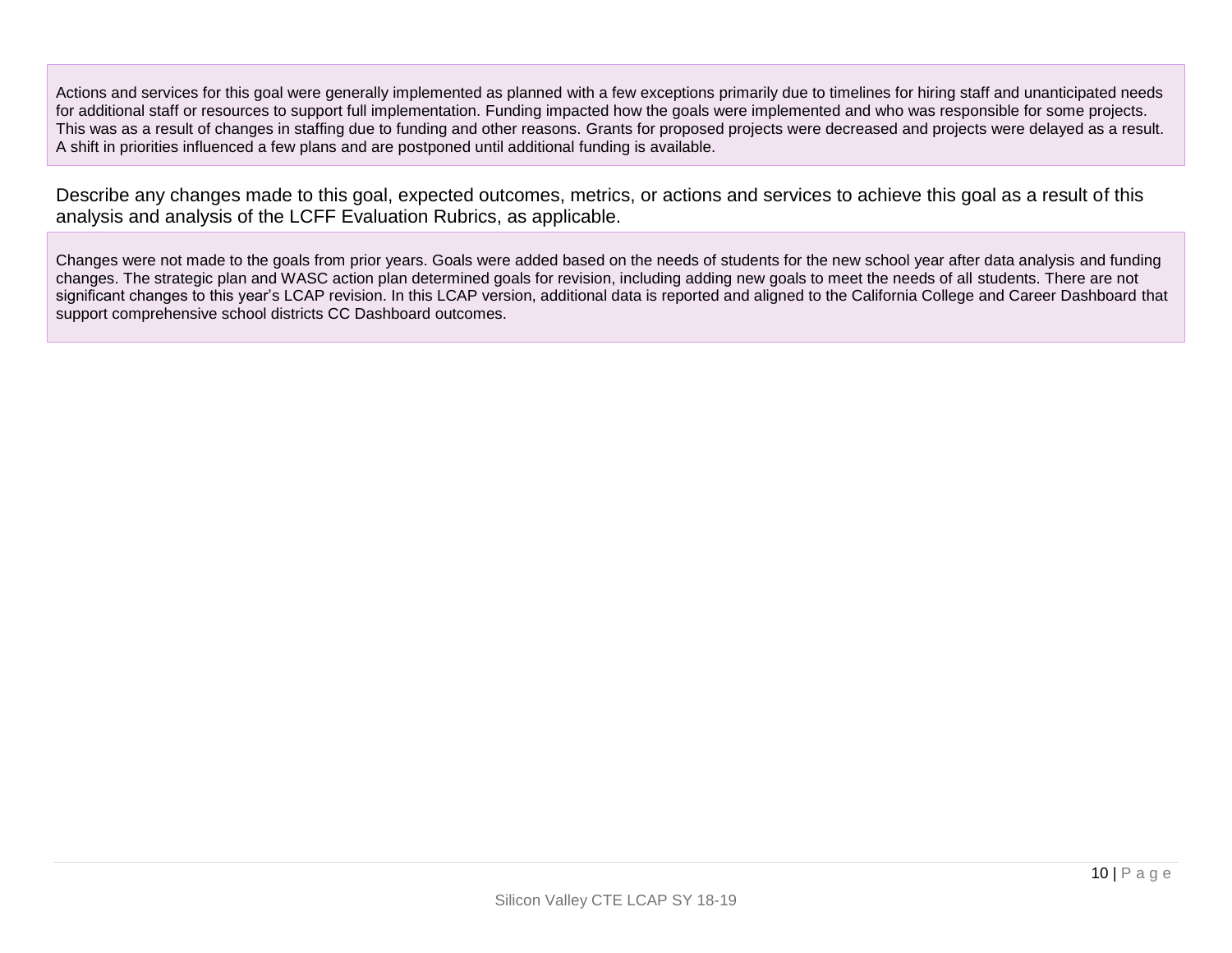Actions and services for this goal were generally implemented as planned with a few exceptions primarily due to timelines for hiring staff and unanticipated needs for additional staff or resources to support full implementation. Funding impacted how the goals were implemented and who was responsible for some projects. This was as a result of changes in staffing due to funding and other reasons. Grants for proposed projects were decreased and projects were delayed as a result. A shift in priorities influenced a few plans and are postponed until additional funding is available.

Describe any changes made to this goal, expected outcomes, metrics, or actions and services to achieve this goal as a result of this analysis and analysis of the LCFF Evaluation Rubrics, as applicable.

Changes were not made to the goals from prior years. Goals were added based on the needs of students for the new school year after data analysis and funding changes. The strategic plan and WASC action plan determined goals for revision, including adding new goals to meet the needs of all students. There are not significant changes to this year's LCAP revision. In this LCAP version, additional data is reported and aligned to the California College and Career Dashboard that support comprehensive school districts CC Dashboard outcomes.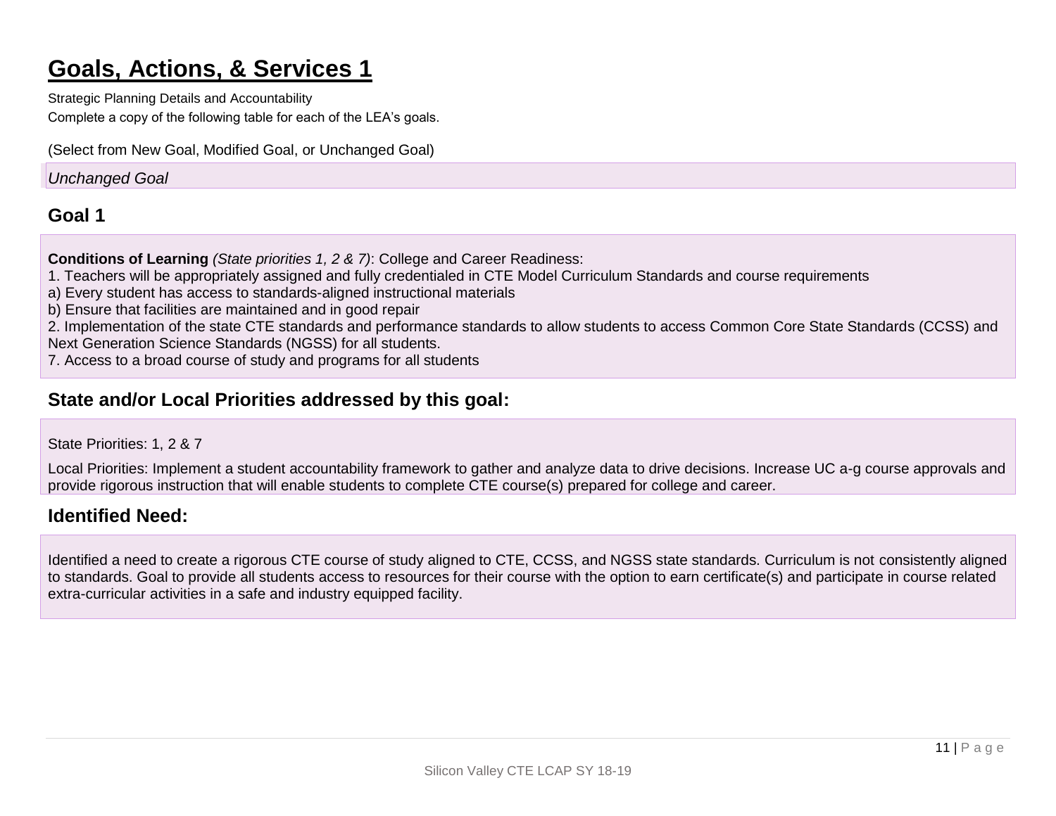# Goals, Actions, & Services 1

Strategic Planning Details and Accountability

Complete a copy of the following table for each of the LEA's goals.

(Select from New Goal, Modified Goal, or Unchanged Goal)

*Unchanged Goal*

## Goal 1

**Conditions of Learning** *(State priorities 1, 2 & 7)*: College and Career Readiness:

1. Teachers will be appropriately assigned and fully credentialed in CTE Model Curriculum Standards and course requirements

a) Every student has access to standards-aligned instructional materials

b) Ensure that facilities are maintained and in good repair

2. Implementation of the state CTE standards and performance standards to allow students to access Common Core State Standards (CCSS) and Next Generation Science Standards (NGSS) for all students.

7. Access to a broad course of study and programs for all students

## State and/or Local Priorities addressed by this goal:

State Priorities: 1, 2 & 7

Local Priorities: Implement a student accountability framework to gather and analyze data to drive decisions. Increase UC a-g course approvals and provide rigorous instruction that will enable students to complete CTE course(s) prepared for college and career.

## Identified Need:

Identified a need to create a rigorous CTE course of study aligned to CTE, CCSS, and NGSS state standards. Curriculum is not consistently aligned to standards. Goal to provide all students access to resources for their course with the option to earn certificate(s) and participate in course related extra-curricular activities in a safe and industry equipped facility.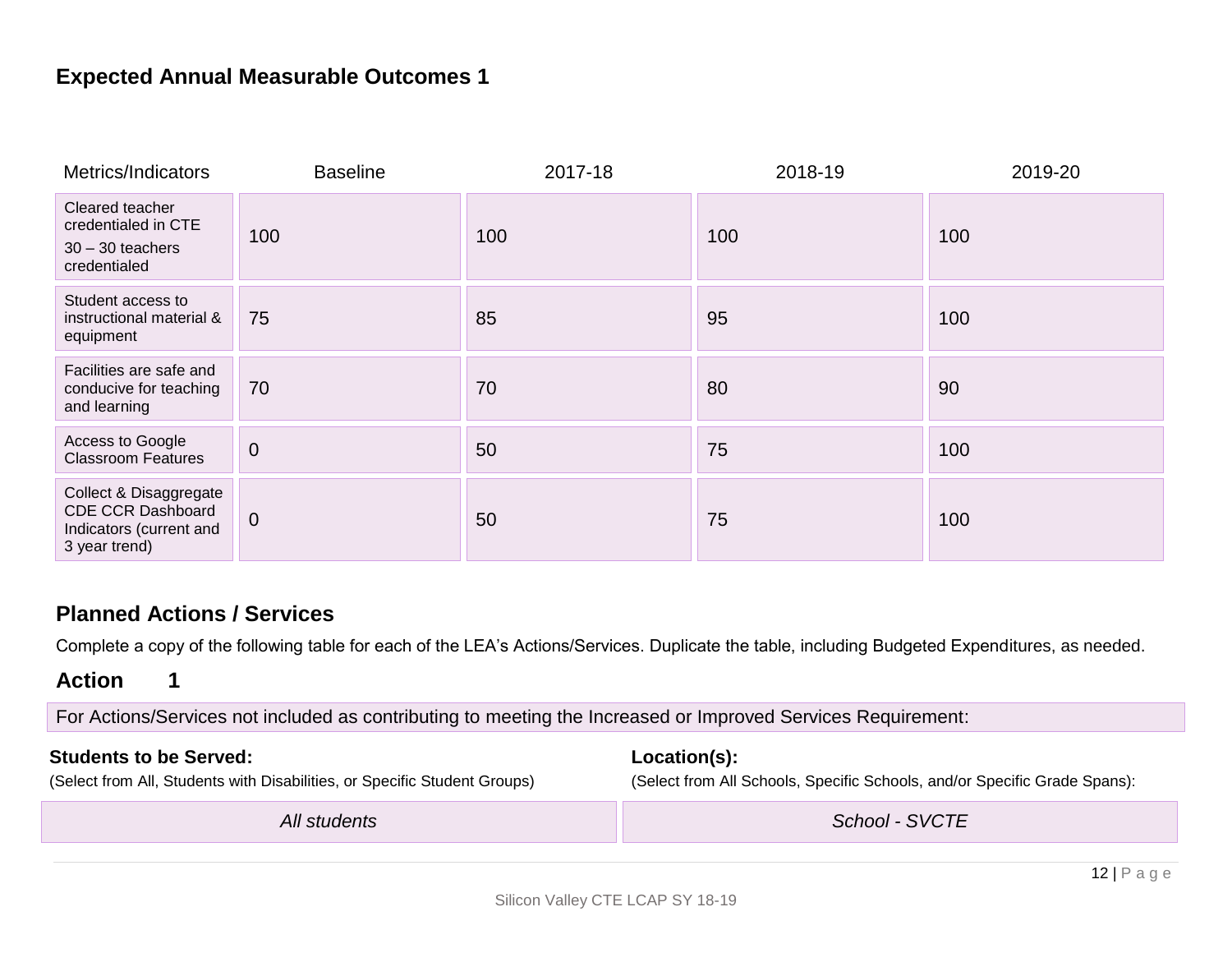### Expected Annual Measurable Outcomes 1

| Metrics/Indicators | Baseline | 2017-18 | 2018-19 | 2019-20 |
| --- | --- | --- | --- | --- |
| Cleared teacher credentialed in CTE<br>30 – 30 teachers credentialed | 100 | 100 | 100 | 100 |
| Student access to instructional material & equipment | 75 | 85 | 95 | 100 |
| Facilities are safe and conducive for teaching and learning | 70 | 70 | 80 | 90 |
| Access to Google Classroom Features | 0 | 50 | 75 | 100 |
| Collect & Disaggregate CDE CCR Dashboard Indicators (current and 3 year trend) | 0 | 50 | 75 | 100 |

### Planned Actions / Services

Complete a copy of the following table for each of the LEA's Actions/Services. Duplicate the table, including Budgeted Expenditures, as needed.

## Action 1

For Actions/Services not included as contributing to meeting the Increased or Improved Services Requirement:

| **Students to be Served:**<br>(Select from All, Students with Disabilities, or Specific Student Groups) | **Location(s):**<br>(Select from All Schools, Specific Schools, and/or Specific Grade Spans): |
| --- | --- |
| *All students* | *School - SVCTE* |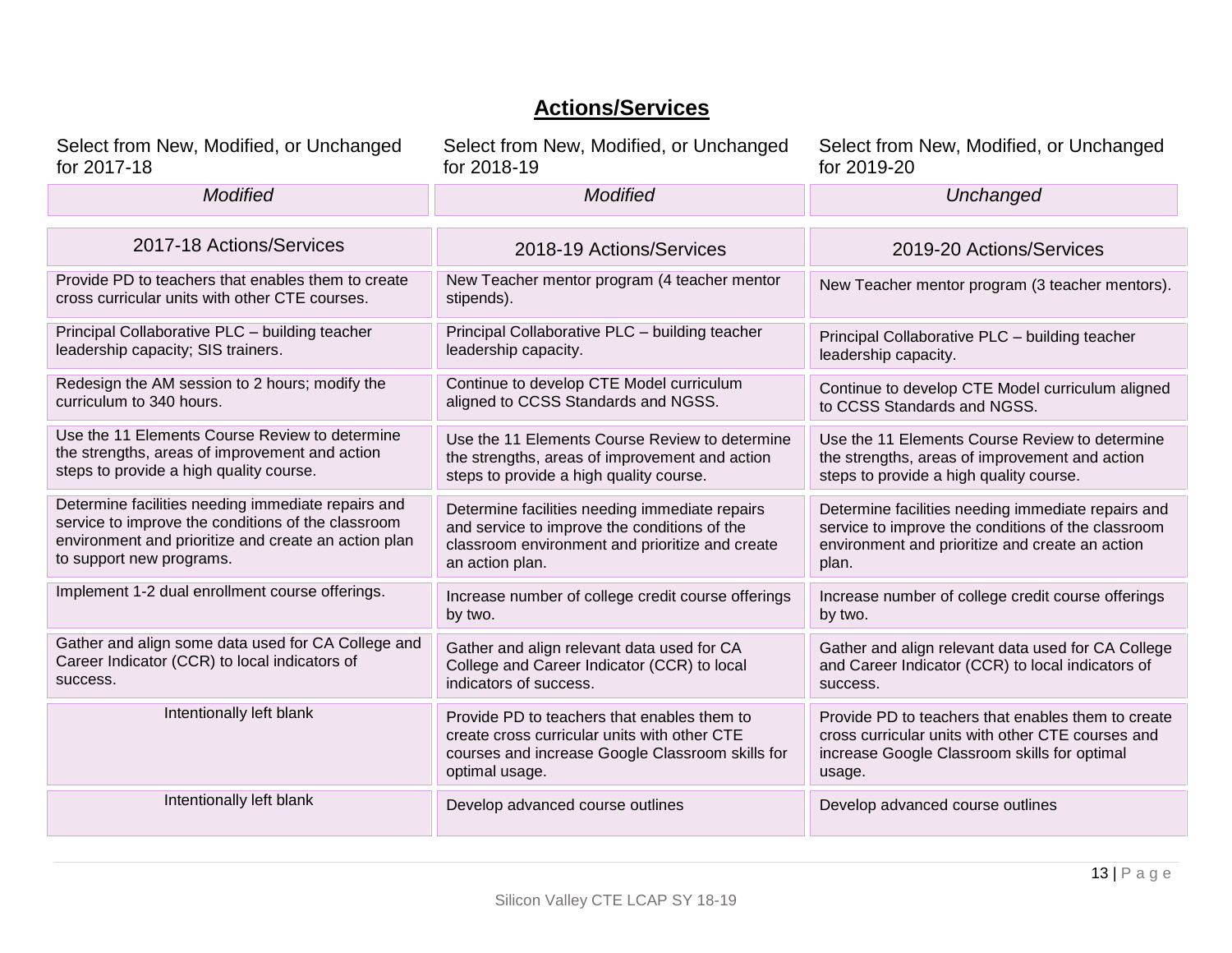## Actions/Services

| Select from New, Modified, or Unchanged for 2017-18 | Select from New, Modified, or Unchanged for 2018-19 | Select from New, Modified, or Unchanged for 2019-20 |
|---|---|---|
| *Modified* | *Modified* | *Unchanged* |

| 2017-18 Actions/Services | 2018-19 Actions/Services | 2019-20 Actions/Services |
|---|---|---|
| Provide PD to teachers that enables them to create cross curricular units with other CTE courses. | New Teacher mentor program (4 teacher mentor stipends). | New Teacher mentor program (3 teacher mentors). |
| Principal Collaborative PLC – building teacher leadership capacity; SIS trainers. | Principal Collaborative PLC – building teacher leadership capacity. | Principal Collaborative PLC – building teacher leadership capacity. |
| Redesign the AM session to 2 hours; modify the curriculum to 340 hours. | Continue to develop CTE Model curriculum aligned to CCSS Standards and NGSS. | Continue to develop CTE Model curriculum aligned to CCSS Standards and NGSS. |
| Use the 11 Elements Course Review to determine the strengths, areas of improvement and action steps to provide a high quality course. | Use the 11 Elements Course Review to determine the strengths, areas of improvement and action steps to provide a high quality course. | Use the 11 Elements Course Review to determine the strengths, areas of improvement and action steps to provide a high quality course. |
| Determine facilities needing immediate repairs and service to improve the conditions of the classroom environment and prioritize and create an action plan to support new programs. | Determine facilities needing immediate repairs and service to improve the conditions of the classroom environment and prioritize and create an action plan. | Determine facilities needing immediate repairs and service to improve the conditions of the classroom environment and prioritize and create an action plan. |
| Implement 1-2 dual enrollment course offerings. | Increase number of college credit course offerings by two. | Increase number of college credit course offerings by two. |
| Gather and align some data used for CA College and Career Indicator (CCR) to local indicators of success. | Gather and align relevant data used for CA College and Career Indicator (CCR) to local indicators of success. | Gather and align relevant data used for CA College and Career Indicator (CCR) to local indicators of success. |
| Intentionally left blank | Provide PD to teachers that enables them to create cross curricular units with other CTE courses and increase Google Classroom skills for optimal usage. | Provide PD to teachers that enables them to create cross curricular units with other CTE courses and increase Google Classroom skills for optimal usage. |
| Intentionally left blank | Develop advanced course outlines | Develop advanced course outlines |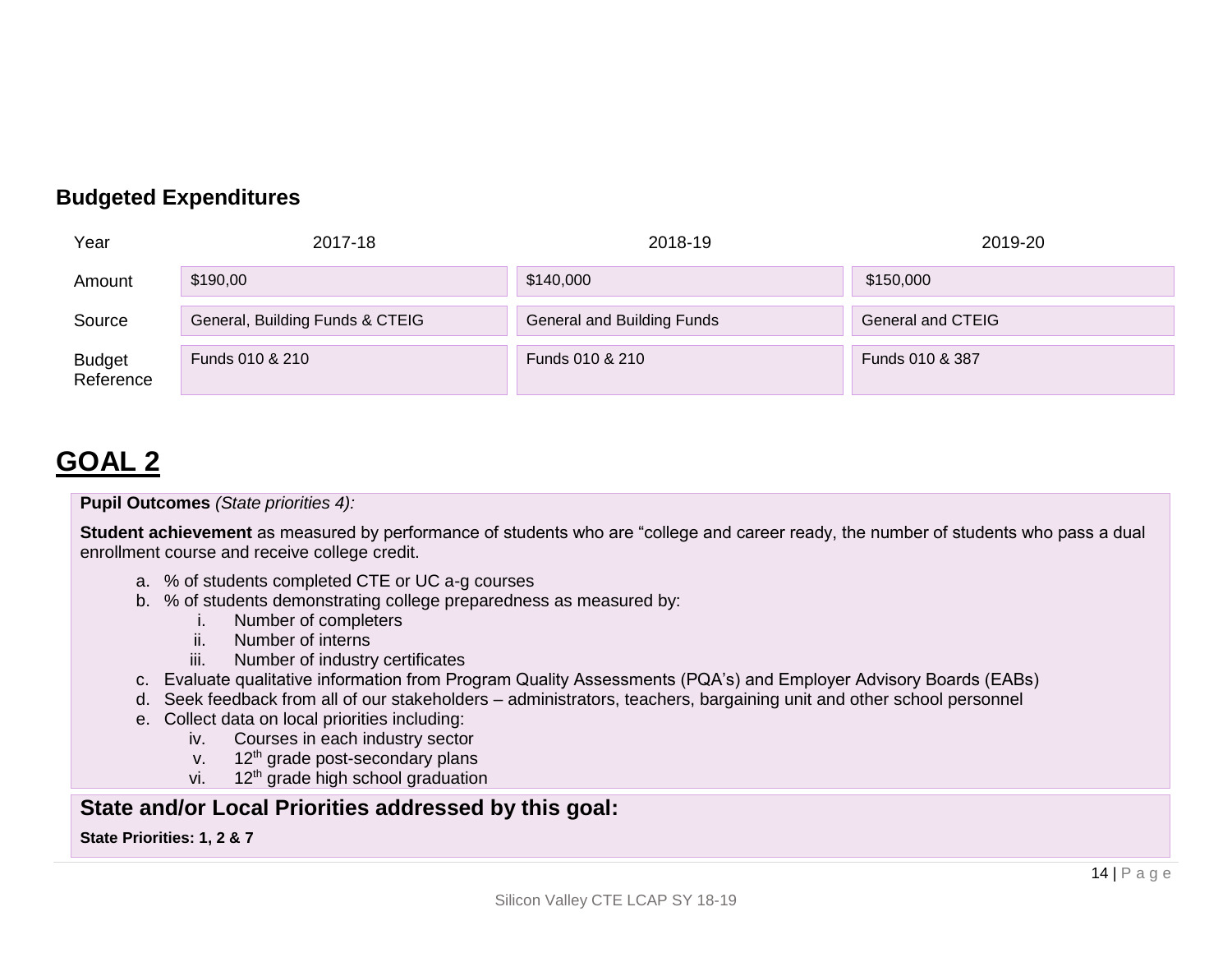### Budgeted Expenditures

| Year | 2017-18 | 2018-19 | 2019-20 |
|---|---|---|---|
| Amount | $190,00 | $140,000 | $150,000 |
| Source | General, Building Funds & CTEIG | General and Building Funds | General and CTEIG |
| Budget Reference | Funds 010 & 210 | Funds 010 & 210 | Funds 010 & 387 |

# GOAL 2

**Pupil Outcomes** *(State priorities 4):*

**Student achievement** as measured by performance of students who are "college and career ready, the number of students who pass a dual enrollment course and receive college credit.

a. % of students completed CTE or UC a-g courses
b. % of students demonstrating college preparedness as measured by:
    i. Number of completers
    ii. Number of interns
    iii. Number of industry certificates
c. Evaluate qualitative information from Program Quality Assessments (PQA's) and Employer Advisory Boards (EABs)
d. Seek feedback from all of our stakeholders – administrators, teachers, bargaining unit and other school personnel
e. Collect data on local priorities including:
    iv. Courses in each industry sector
    v. 12th grade post-secondary plans
    vi. 12th grade high school graduation

## State and/or Local Priorities addressed by this goal:

**State Priorities: 1, 2 & 7**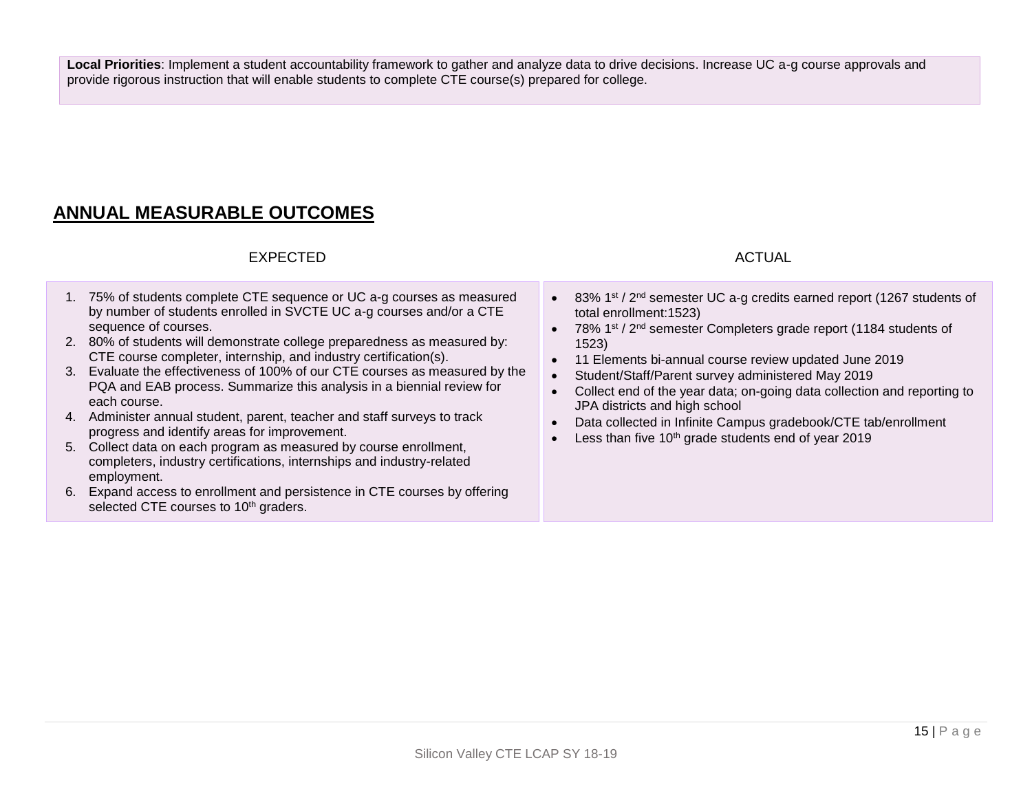**Local Priorities**: Implement a student accountability framework to gather and analyze data to drive decisions. Increase UC a-g course approvals and provide rigorous instruction that will enable students to complete CTE course(s) prepared for college.

## ANNUAL MEASURABLE OUTCOMES

| EXPECTED | ACTUAL |
| --- | --- |
| 1. 75% of students complete CTE sequence or UC a-g courses as measured by number of students enrolled in SVCTE UC a-g courses and/or a CTE sequence of courses.<br>2. 80% of students will demonstrate college preparedness as measured by: CTE course completer, internship, and industry certification(s).<br>3. Evaluate the effectiveness of 100% of our CTE courses as measured by the PQA and EAB process. Summarize this analysis in a biennial review for each course.<br>4. Administer annual student, parent, teacher and staff surveys to track progress and identify areas for improvement.<br>5. Collect data on each program as measured by course enrollment, completers, industry certifications, internships and industry-related employment.<br>6. Expand access to enrollment and persistence in CTE courses by offering selected CTE courses to 10th graders. | • 83% 1st / 2nd semester UC a-g credits earned report (1267 students of total enrollment:1523)<br>• 78% 1st / 2nd semester Completers grade report (1184 students of 1523)<br>• 11 Elements bi-annual course review updated June 2019<br>• Student/Staff/Parent survey administered May 2019<br>• Collect end of the year data; on-going data collection and reporting to JPA districts and high school<br>• Data collected in Infinite Campus gradebook/CTE tab/enrollment<br>• Less than five 10th grade students end of year 2019 |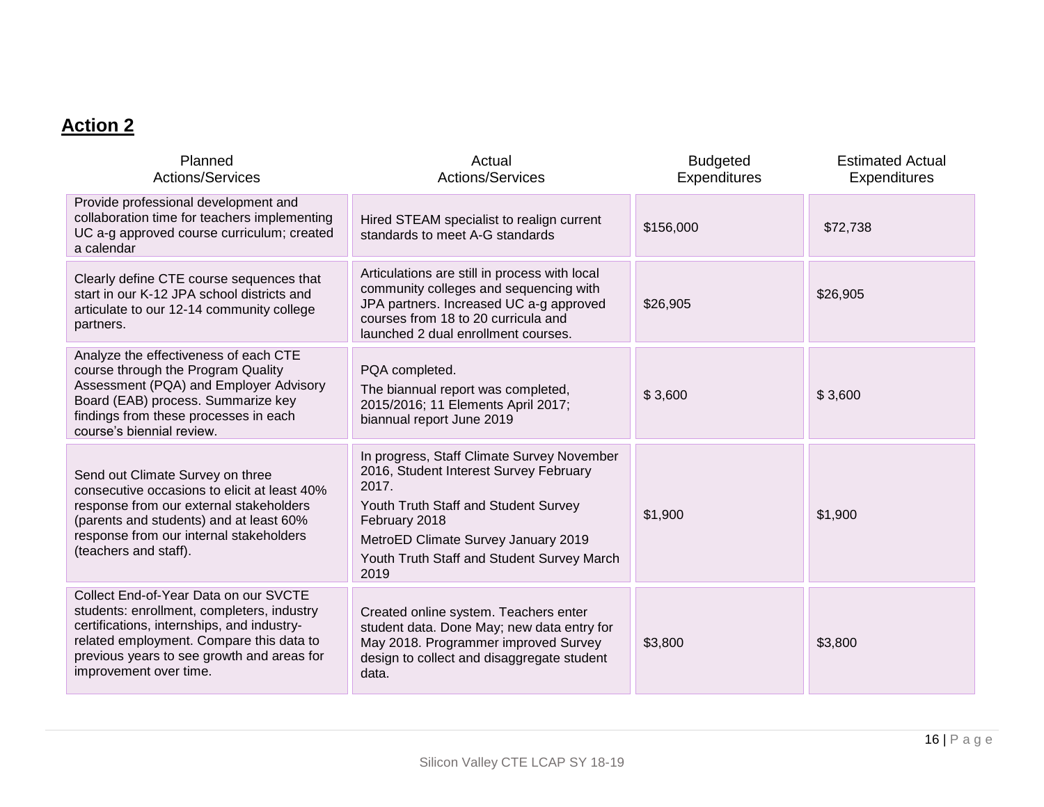## Action 2

| Planned Actions/Services | Actual Actions/Services | Budgeted Expenditures | Estimated Actual Expenditures |
|---|---|---|---|
| Provide professional development and collaboration time for teachers implementing UC a-g approved course curriculum; created a calendar | Hired STEAM specialist to realign current standards to meet A-G standards | $156,000 | $72,738 |
| Clearly define CTE course sequences that start in our K-12 JPA school districts and articulate to our 12-14 community college partners. | Articulations are still in process with local community colleges and sequencing with JPA partners. Increased UC a-g approved courses from 18 to 20 curricula and launched 2 dual enrollment courses. | $26,905 | $26,905 |
| Analyze the effectiveness of each CTE course through the Program Quality Assessment (PQA) and Employer Advisory Board (EAB) process. Summarize key findings from these processes in each course's biennial review. | PQA completed.<br>The biannual report was completed, 2015/2016; 11 Elements April 2017; biannual report June 2019 | $ 3,600 | $ 3,600 |
| Send out Climate Survey on three consecutive occasions to elicit at least 40% response from our external stakeholders (parents and students) and at least 60% response from our internal stakeholders (teachers and staff). | In progress, Staff Climate Survey November 2016, Student Interest Survey February 2017.<br>Youth Truth Staff and Student Survey February 2018<br>MetroED Climate Survey January 2019<br>Youth Truth Staff and Student Survey March 2019 | $1,900 | $1,900 |
| Collect End-of-Year Data on our SVCTE students: enrollment, completers, industry certifications, internships, and industry-related employment. Compare this data to previous years to see growth and areas for improvement over time. | Created online system. Teachers enter student data. Done May; new data entry for May 2018. Programmer improved Survey design to collect and disaggregate student data. | $3,800 | $3,800 |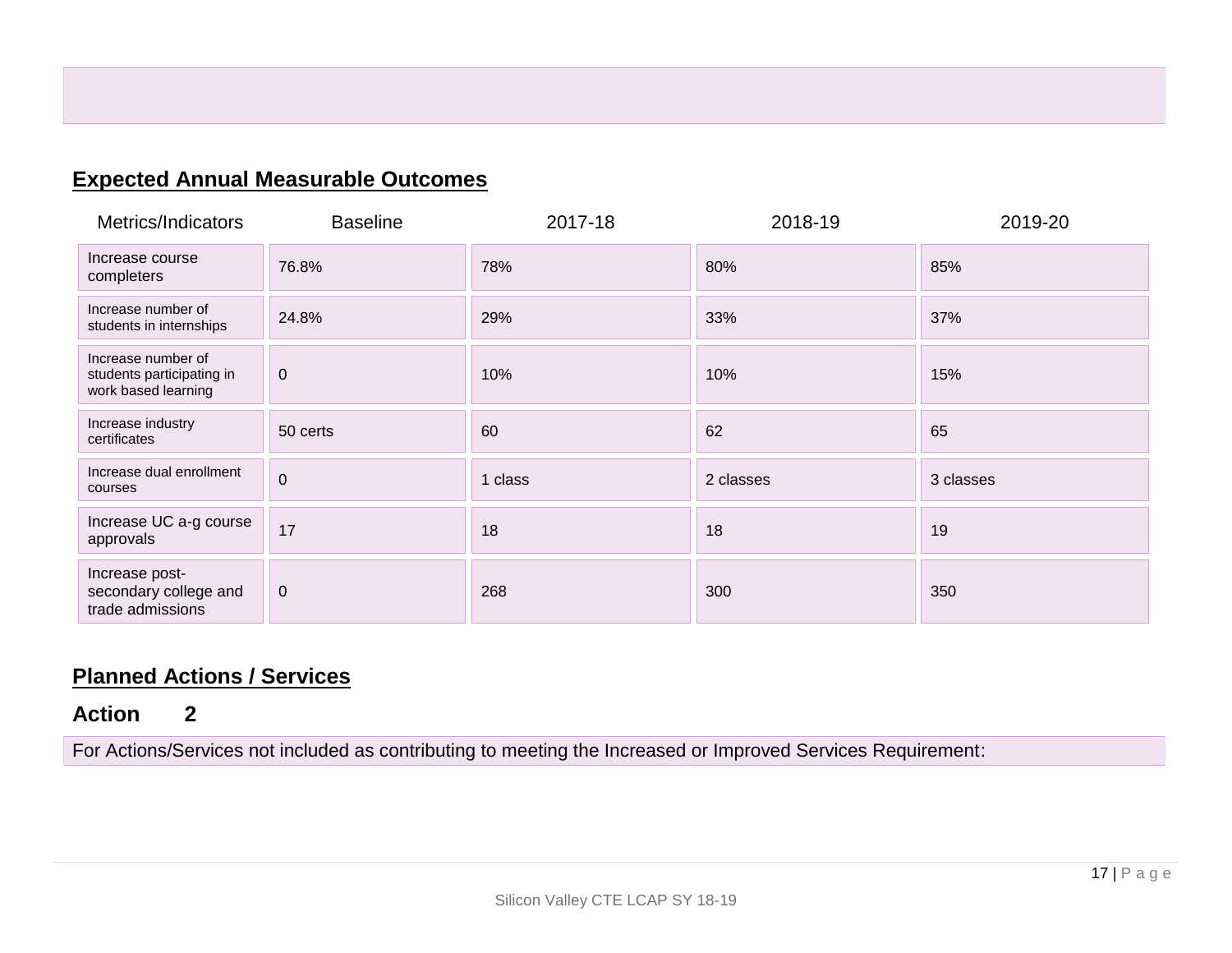## Expected Annual Measurable Outcomes

| Metrics/Indicators | Baseline | 2017-18 | 2018-19 | 2019-20 |
|---|---|---|---|---|
| Increase course completers | 76.8% | 78% | 80% | 85% |
| Increase number of students in internships | 24.8% | 29% | 33% | 37% |
| Increase number of students participating in work based learning | 0 | 10% | 10% | 15% |
| Increase industry certificates | 50 certs | 60 | 62 | 65 |
| Increase dual enrollment courses | 0 | 1 class | 2 classes | 3 classes |
| Increase UC a-g course approvals | 17 | 18 | 18 | 19 |
| Increase post-secondary college and trade admissions | 0 | 268 | 300 | 350 |

## Planned Actions / Services

### Action 2

For Actions/Services not included as contributing to meeting the Increased or Improved Services Requirement: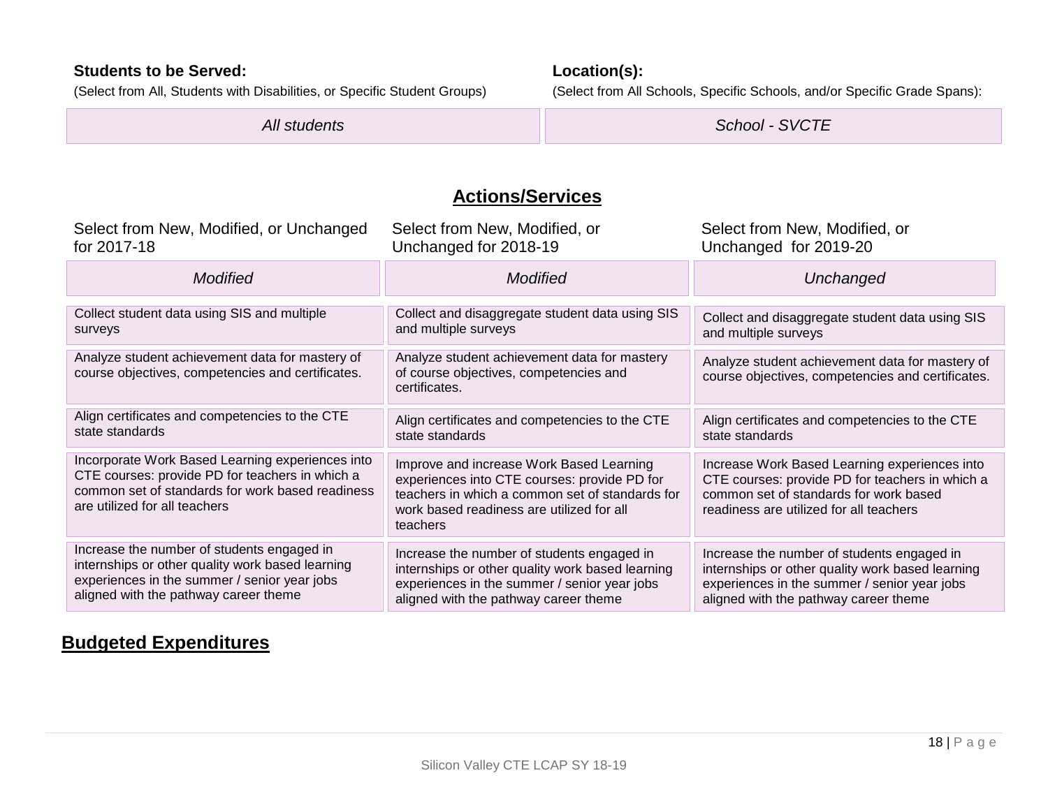**Students to be Served:**

(Select from All, Students with Disabilities, or Specific Student Groups)

*All students*

**Location(s):**

(Select from All Schools, Specific Schools, and/or Specific Grade Spans):

*School - SVCTE*

## Actions/Services

| Select from New, Modified, or Unchanged for 2017-18 | Select from New, Modified, or Unchanged for 2018-19 | Select from New, Modified, or Unchanged for 2019-20 |
|---|---|---|
| *Modified* | *Modified* | *Unchanged* |
| Collect student data using SIS and multiple surveys | Collect and disaggregate student data using SIS and multiple surveys | Collect and disaggregate student data using SIS and multiple surveys |
| Analyze student achievement data for mastery of course objectives, competencies and certificates. | Analyze student achievement data for mastery of course objectives, competencies and certificates. | Analyze student achievement data for mastery of course objectives, competencies and certificates. |
| Align certificates and competencies to the CTE state standards | Align certificates and competencies to the CTE state standards | Align certificates and competencies to the CTE state standards |
| Incorporate Work Based Learning experiences into CTE courses: provide PD for teachers in which a common set of standards for work based readiness are utilized for all teachers | Improve and increase Work Based Learning experiences into CTE courses: provide PD for teachers in which a common set of standards for work based readiness are utilized for all teachers | Increase Work Based Learning experiences into CTE courses: provide PD for teachers in which a common set of standards for work based readiness are utilized for all teachers |
| Increase the number of students engaged in internships or other quality work based learning experiences in the summer / senior year jobs aligned with the pathway career theme | Increase the number of students engaged in internships or other quality work based learning experiences in the summer / senior year jobs aligned with the pathway career theme | Increase the number of students engaged in internships or other quality work based learning experiences in the summer / senior year jobs aligned with the pathway career theme |

## Budgeted Expenditures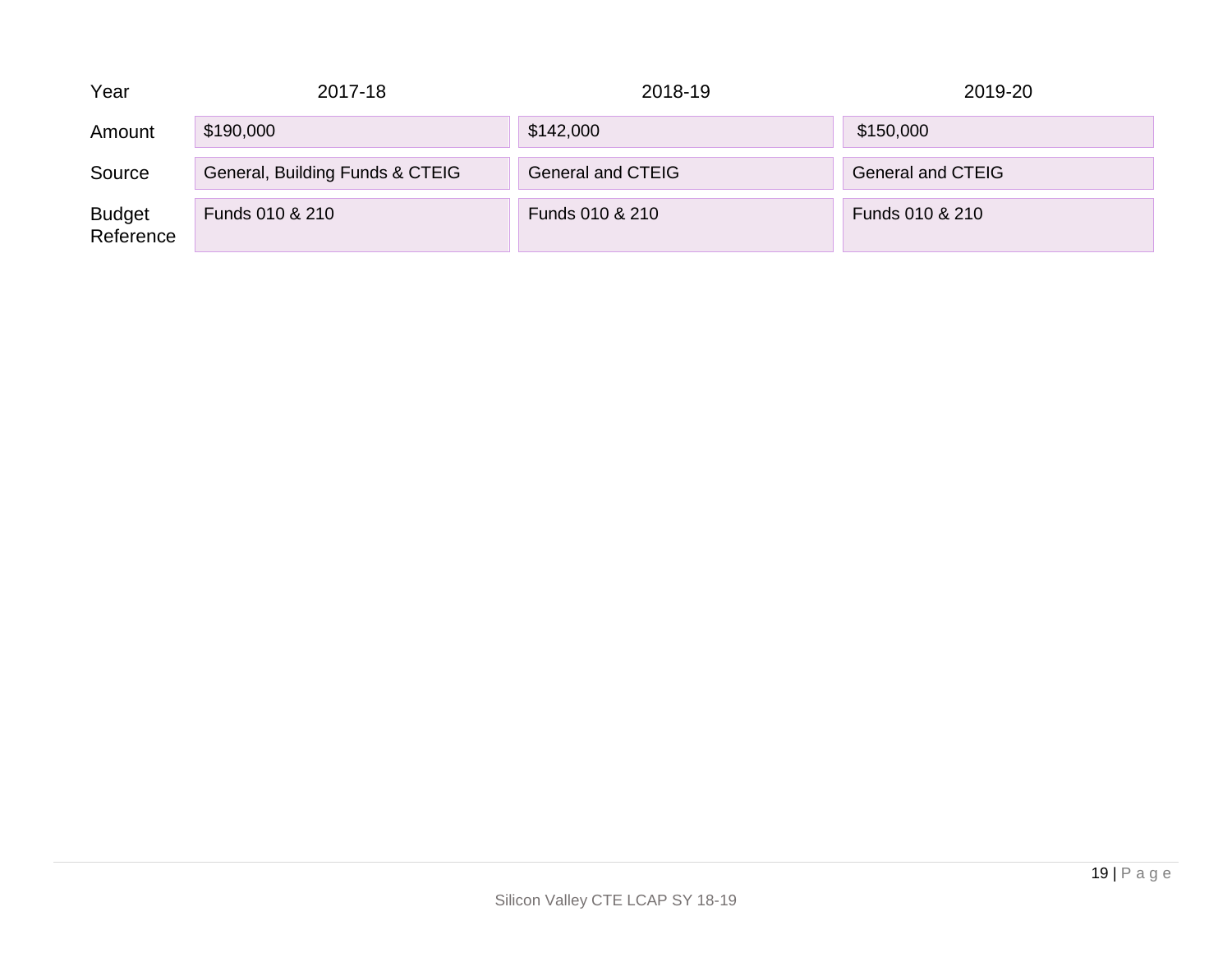| Year | 2017-18 | 2018-19 | 2019-20 |
|---|---|---|---|
| Amount | $190,000 | $142,000 | $150,000 |
| Source | General, Building Funds & CTEIG | General and CTEIG | General and CTEIG |
| Budget Reference | Funds 010 & 210 | Funds 010 & 210 | Funds 010 & 210 |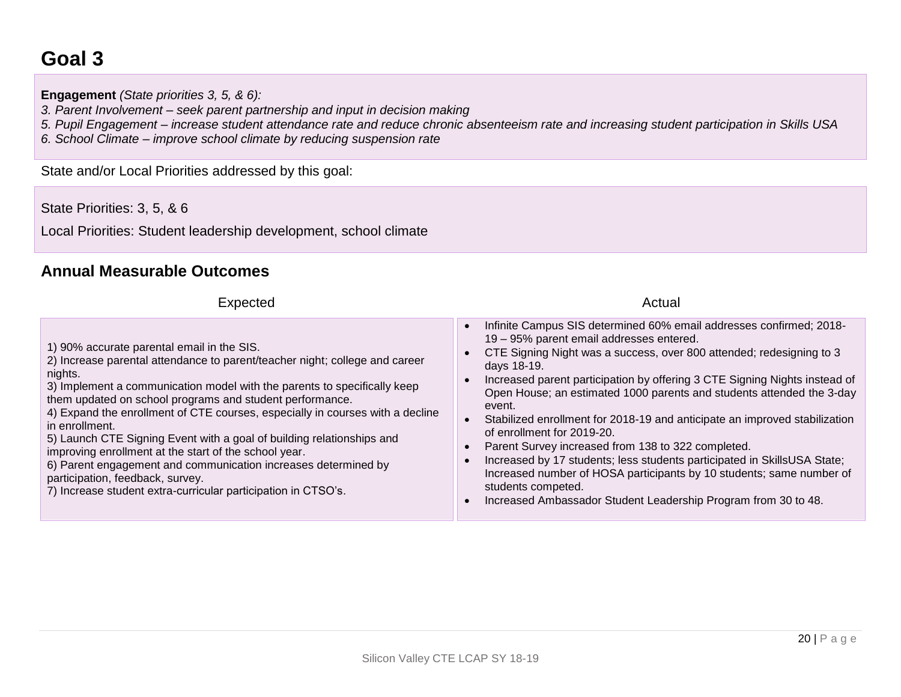# Goal 3

**Engagement** *(State priorities 3, 5, & 6):*
*3. Parent Involvement – seek parent partnership and input in decision making*
*5. Pupil Engagement – increase student attendance rate and reduce chronic absenteeism rate and increasing student participation in Skills USA*
*6. School Climate – improve school climate by reducing suspension rate*

State and/or Local Priorities addressed by this goal:

State Priorities: 3, 5, & 6

Local Priorities: Student leadership development, school climate

## Annual Measurable Outcomes

| Expected | Actual |
|---|---|
| 1) 90% accurate parental email in the SIS.<br>2) Increase parental attendance to parent/teacher night; college and career nights.<br>3) Implement a communication model with the parents to specifically keep them updated on school programs and student performance.<br>4) Expand the enrollment of CTE courses, especially in courses with a decline in enrollment.<br>5) Launch CTE Signing Event with a goal of building relationships and improving enrollment at the start of the school year.<br>6) Parent engagement and communication increases determined by participation, feedback, survey.<br>7) Increase student extra-curricular participation in CTSO's. | • Infinite Campus SIS determined 60% email addresses confirmed; 2018-19 – 95% parent email addresses entered.<br>• CTE Signing Night was a success, over 800 attended; redesigning to 3 days 18-19.<br>• Increased parent participation by offering 3 CTE Signing Nights instead of Open House; an estimated 1000 parents and students attended the 3-day event.<br>• Stabilized enrollment for 2018-19 and anticipate an improved stabilization of enrollment for 2019-20.<br>• Parent Survey increased from 138 to 322 completed.<br>• Increased by 17 students; less students participated in SkillsUSA State; Increased number of HOSA participants by 10 students; same number of students competed.<br>• Increased Ambassador Student Leadership Program from 30 to 48. |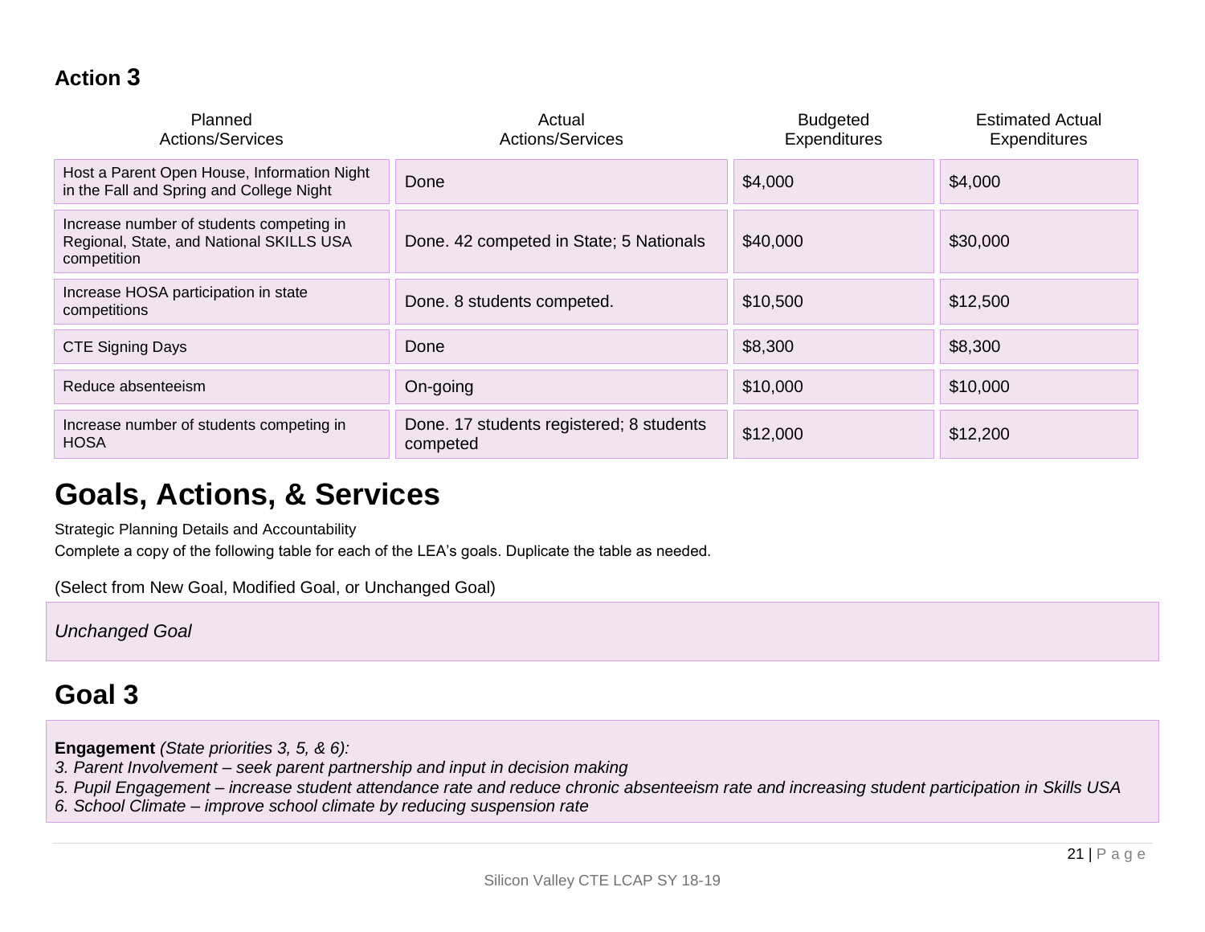### Action 3

| Planned Actions/Services | Actual Actions/Services | Budgeted Expenditures | Estimated Actual Expenditures |
|---|---|---|---|
| Host a Parent Open House, Information Night in the Fall and Spring and College Night | Done | $4,000 | $4,000 |
| Increase number of students competing in Regional, State, and National SKILLS USA competition | Done. 42 competed in State; 5 Nationals | $40,000 | $30,000 |
| Increase HOSA participation in state competitions | Done. 8 students competed. | $10,500 | $12,500 |
| CTE Signing Days | Done | $8,300 | $8,300 |
| Reduce absenteeism | On-going | $10,000 | $10,000 |
| Increase number of students competing in HOSA | Done. 17 students registered; 8 students competed | $12,000 | $12,200 |

# Goals, Actions, & Services

Strategic Planning Details and Accountability

Complete a copy of the following table for each of the LEA's goals. Duplicate the table as needed.

(Select from New Goal, Modified Goal, or Unchanged Goal)

*Unchanged Goal*

## Goal 3

**Engagement** *(State priorities 3, 5, & 6):*

*3. Parent Involvement – seek parent partnership and input in decision making*

*5. Pupil Engagement – increase student attendance rate and reduce chronic absenteeism rate and increasing student participation in Skills USA*

*6. School Climate – improve school climate by reducing suspension rate*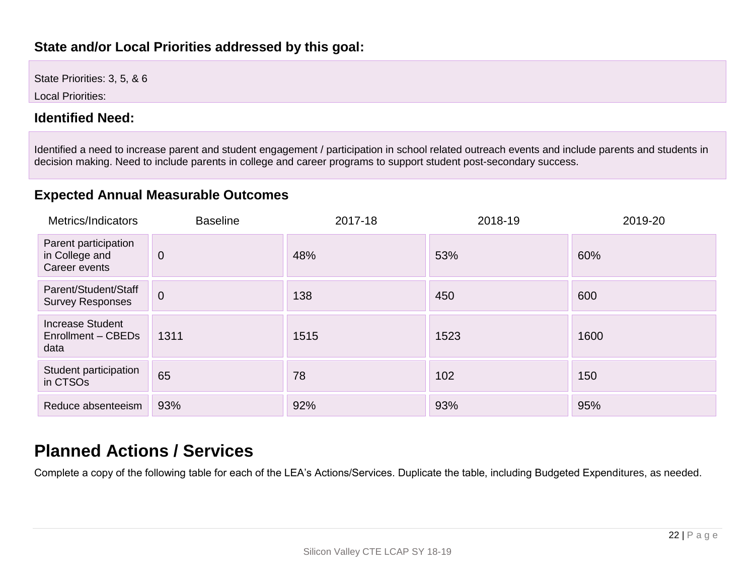### State and/or Local Priorities addressed by this goal:

State Priorities: 3, 5, & 6

Local Priorities:

### Identified Need:

Identified a need to increase parent and student engagement / participation in school related outreach events and include parents and students in decision making. Need to include parents in college and career programs to support student post-secondary success.

### Expected Annual Measurable Outcomes

| Metrics/Indicators | Baseline | 2017-18 | 2018-19 | 2019-20 |
|---|---|---|---|---|
| Parent participation in College and Career events | 0 | 48% | 53% | 60% |
| Parent/Student/Staff Survey Responses | 0 | 138 | 450 | 600 |
| Increase Student Enrollment – CBEDs data | 1311 | 1515 | 1523 | 1600 |
| Student participation in CTSOs | 65 | 78 | 102 | 150 |
| Reduce absenteeism | 93% | 92% | 93% | 95% |

## Planned Actions / Services

Complete a copy of the following table for each of the LEA's Actions/Services. Duplicate the table, including Budgeted Expenditures, as needed.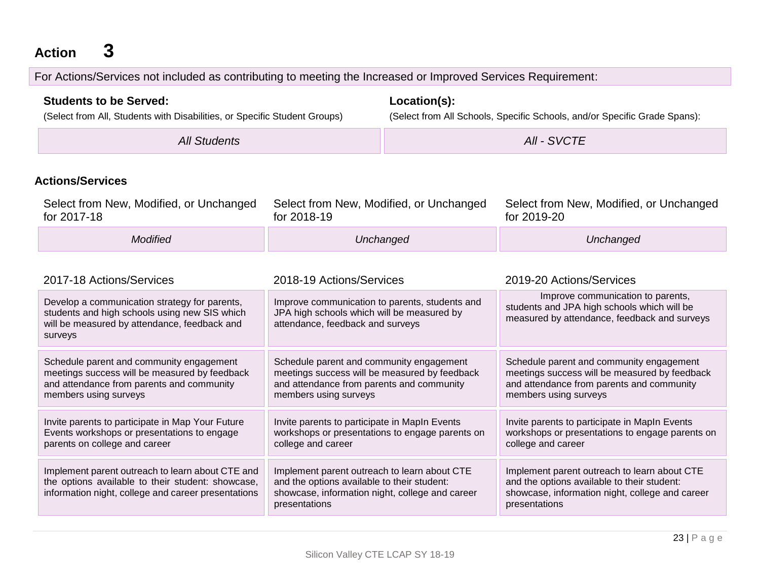## Action 3

For Actions/Services not included as contributing to meeting the Increased or Improved Services Requirement:

| **Students to be Served:** (Select from All, Students with Disabilities, or Specific Student Groups) | **Location(s):** (Select from All Schools, Specific Schools, and/or Specific Grade Spans): |
|---|---|
| *All Students* | *All - SVCTE* |

### Actions/Services

| Select from New, Modified, or Unchanged for 2017-18 | Select from New, Modified, or Unchanged for 2018-19 | Select from New, Modified, or Unchanged for 2019-20 |
|---|---|---|
| *Modified* | *Unchanged* | *Unchanged* |

| 2017-18 Actions/Services | 2018-19 Actions/Services | 2019-20 Actions/Services |
|---|---|---|
| Develop a communication strategy for parents, students and high schools using new SIS which will be measured by attendance, feedback and surveys | Improve communication to parents, students and JPA high schools which will be measured by attendance, feedback and surveys | Improve communication to parents, students and JPA high schools which will be measured by attendance, feedback and surveys |
| Schedule parent and community engagement meetings success will be measured by feedback and attendance from parents and community members using surveys | Schedule parent and community engagement meetings success will be measured by feedback and attendance from parents and community members using surveys | Schedule parent and community engagement meetings success will be measured by feedback and attendance from parents and community members using surveys |
| Invite parents to participate in Map Your Future Events workshops or presentations to engage parents on college and career | Invite parents to participate in MapIn Events workshops or presentations to engage parents on college and career | Invite parents to participate in MapIn Events workshops or presentations to engage parents on college and career |
| Implement parent outreach to learn about CTE and the options available to their student: showcase, information night, college and career presentations | Implement parent outreach to learn about CTE and the options available to their student: showcase, information night, college and career presentations | Implement parent outreach to learn about CTE and the options available to their student: showcase, information night, college and career presentations |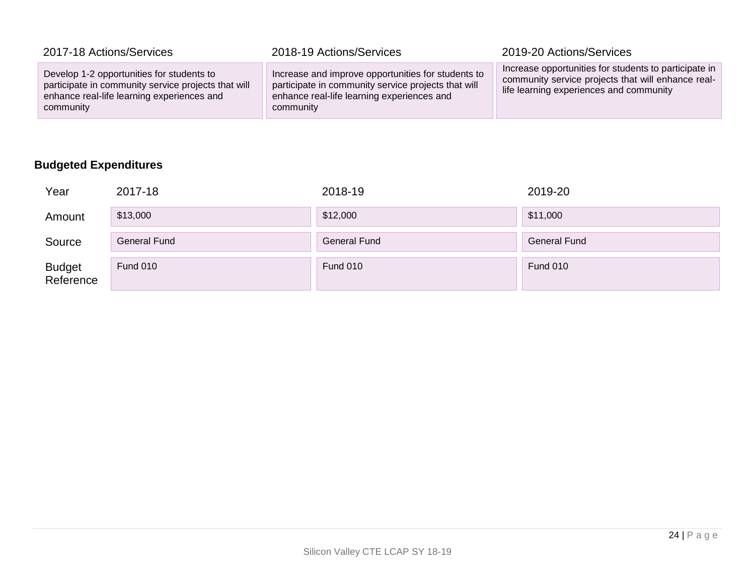| 2017-18 Actions/Services | 2018-19 Actions/Services | 2019-20 Actions/Services |
| --- | --- | --- |
| Develop 1-2 opportunities for students to participate in community service projects that will enhance real-life learning experiences and community | Increase and improve opportunities for students to participate in community service projects that will enhance real-life learning experiences and community | Increase opportunities for students to participate in community service projects that will enhance real-life learning experiences and community |

### Budgeted Expenditures

| Year | 2017-18 | 2018-19 | 2019-20 |
| --- | --- | --- | --- |
| Amount | $13,000 | $12,000 | $11,000 |
| Source | General Fund | General Fund | General Fund |
| Budget Reference | Fund 010 | Fund 010 | Fund 010 |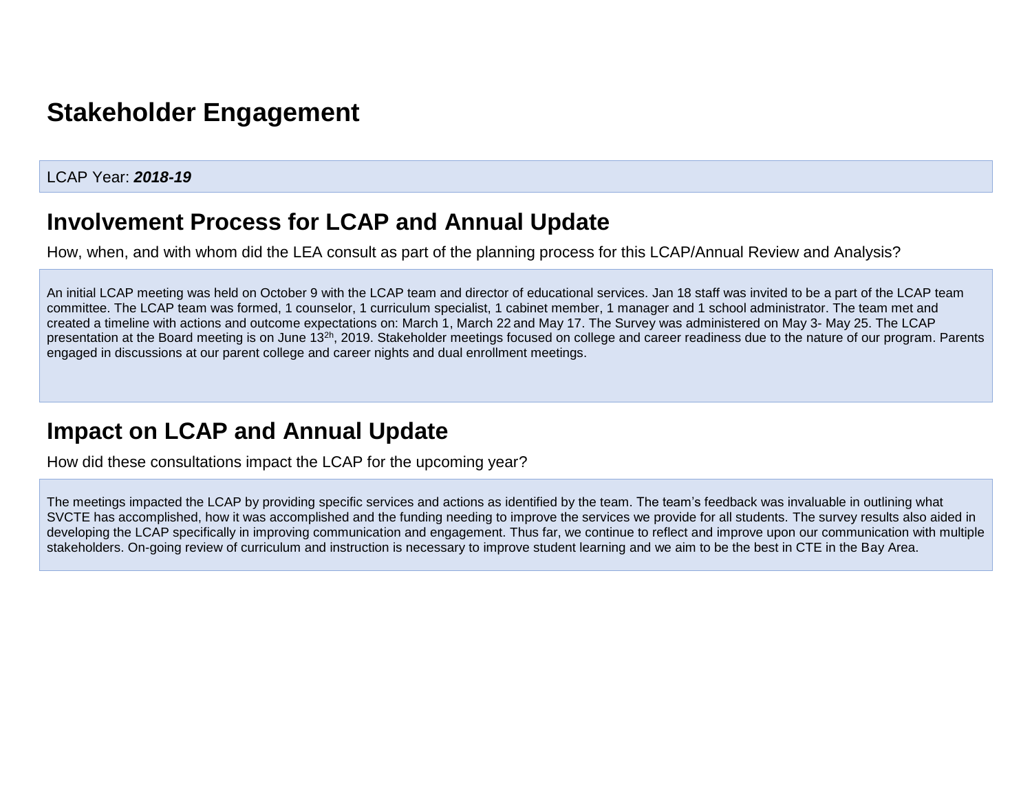# Stakeholder Engagement

LCAP Year: ***2018-19***

## Involvement Process for LCAP and Annual Update

How, when, and with whom did the LEA consult as part of the planning process for this LCAP/Annual Review and Analysis?

An initial LCAP meeting was held on October 9 with the LCAP team and director of educational services. Jan 18 staff was invited to be a part of the LCAP team committee. The LCAP team was formed, 1 counselor, 1 curriculum specialist, 1 cabinet member, 1 manager and 1 school administrator. The team met and created a timeline with actions and outcome expectations on: March 1, March 22 and May 17. The Survey was administered on May 3- May 25. The LCAP presentation at the Board meeting is on June 13[2h], 2019. Stakeholder meetings focused on college and career readiness due to the nature of our program. Parents engaged in discussions at our parent college and career nights and dual enrollment meetings.

## Impact on LCAP and Annual Update

How did these consultations impact the LCAP for the upcoming year?

The meetings impacted the LCAP by providing specific services and actions as identified by the team. The team's feedback was invaluable in outlining what SVCTE has accomplished, how it was accomplished and the funding needing to improve the services we provide for all students. The survey results also aided in developing the LCAP specifically in improving communication and engagement. Thus far, we continue to reflect and improve upon our communication with multiple stakeholders. On-going review of curriculum and instruction is necessary to improve student learning and we aim to be the best in CTE in the Bay Area.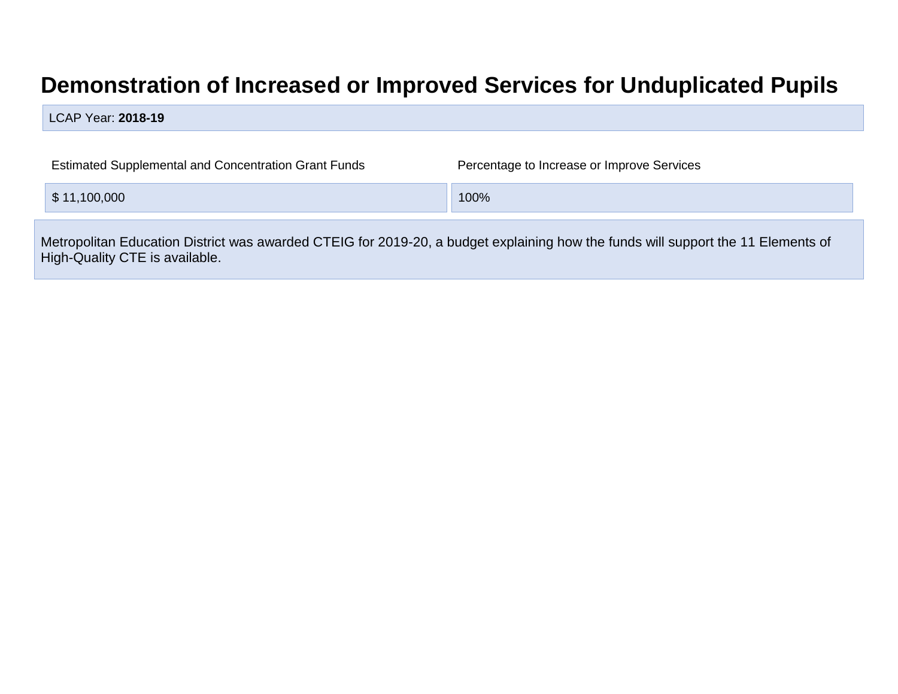# Demonstration of Increased or Improved Services for Unduplicated Pupils

LCAP Year: **2018-19**

| Estimated Supplemental and Concentration Grant Funds | Percentage to Increase or Improve Services |
|---|---|
| $ 11,100,000 | 100% |

Metropolitan Education District was awarded CTEIG for 2019-20, a budget explaining how the funds will support the 11 Elements of High-Quality CTE is available.